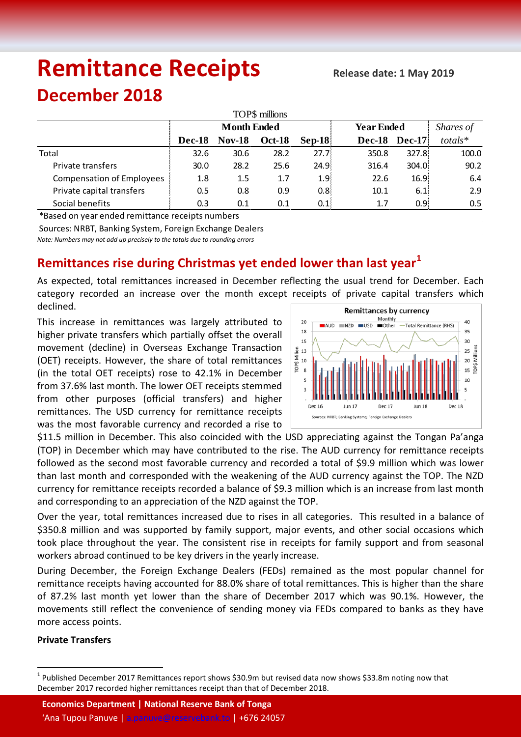# Remittance Receipts

**Release date: 1 May 2019**

# December 2018

| TOP$ millions | Month Ended | | | | Year Ended | | Shares of |
|---|---|---|---|---|---|---|---|
| | **Dec-18** | **Nov-18** | **Oct-18** | **Sep-18** | **Dec-18** | **Dec-17** | *totals\** |
| Total | 32.6 | 30.6 | 28.2 | 27.7 | 350.8 | 327.8 | 100.0 |
| Private transfers | 30.0 | 28.2 | 25.6 | 24.9 | 316.4 | 304.0 | 90.2 |
| Compensation of Employees | 1.8 | 1.5 | 1.7 | 1.9 | 22.6 | 16.9 | 6.4 |
| Private capital transfers | 0.5 | 0.8 | 0.9 | 0.8 | 10.1 | 6.1 | 2.9 |
| Social benefits | 0.3 | 0.1 | 0.1 | 0.1 | 1.7 | 0.9 | 0.5 |

*Based on year ended remittance receipts numbers

Sources: NRBT, Banking System, Foreign Exchange Dealers

*Note: Numbers may not add up precisely to the totals due to rounding errors*

## Remittances rise during Christmas yet ended lower than last year[1]

As expected, total remittances increased in December reflecting the usual trend for December. Each category recorded an increase over the month except receipts of private capital transfers which declined.

This increase in remittances was largely attributed to higher private transfers which partially offset the overall movement (decline) in Overseas Exchange Transaction (OET) receipts. However, the share of total remittances (in the total OET receipts) rose to 42.1% in December from 37.6% last month. The lower OET receipts stemmed from other purposes (official transfers) and higher remittances. The USD currency for remittance receipts was the most favorable currency and recorded a rise to $11.5 million in December. This also coincided with the USD appreciating against the Tongan Pa'anga (TOP) in December which may have contributed to the rise. The AUD currency for remittance receipts followed as the second most favorable currency and recorded a total of $9.9 million which was lower than last month and corresponded with the weakening of the AUD currency against the TOP. The NZD currency for remittance receipts recorded a balance of $9.3 million which is an increase from last month and corresponding to an appreciation of the NZD against the TOP.

Over the year, total remittances increased due to rises in all categories. This resulted in a balance of $350.8 million and was supported by family support, major events, and other social occasions which took place throughout the year. The consistent rise in receipts for family support and from seasonal workers abroad continued to be key drivers in the yearly increase.

During December, the Foreign Exchange Dealers (FEDs) remained as the most popular channel for remittance receipts having accounted for 88.0% share of total remittances. This is higher than the share of 87.2% last month yet lower than the share of December 2017 which was 90.1%. However, the movements still reflect the convenience of sending money via FEDs compared to banks as they have more access points.

**Private Transfers**

[1] Published December 2017 Remittances report shows $30.9m but revised data now shows $33.8m noting now that December 2017 recorded higher remittances receipt than that of December 2018.

**Economics Department | National Reserve Bank of Tonga**

'Ana Tupou Panuve | a.panuve@reservebank.to | +676 24057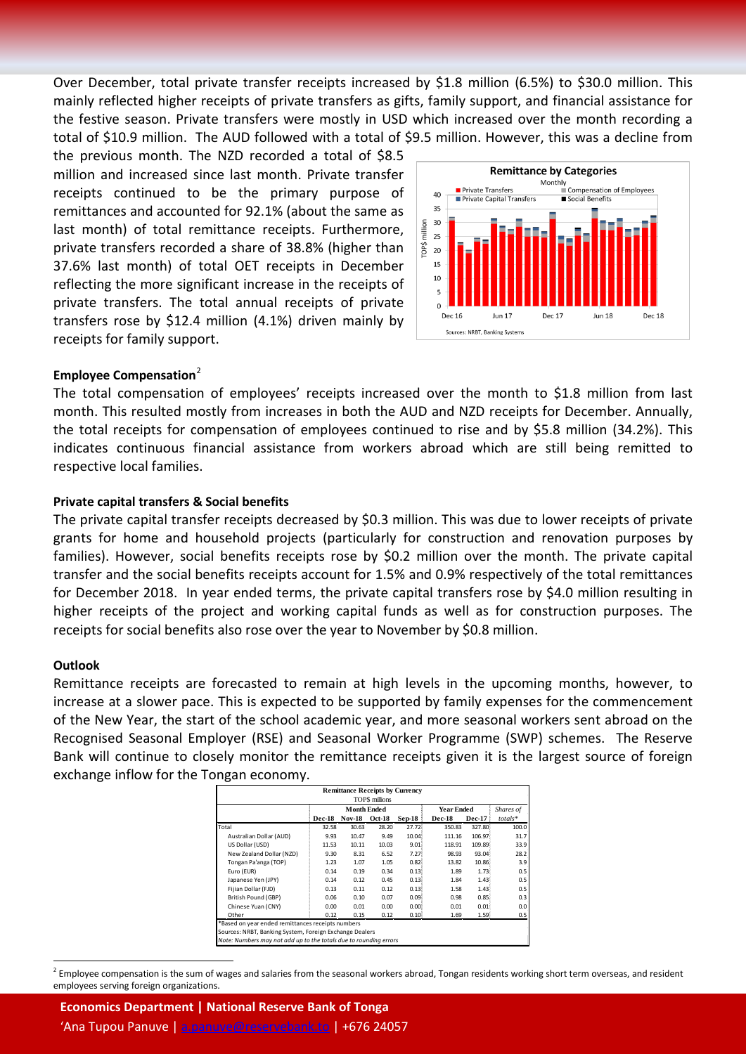Over December, total private transfer receipts increased by $1.8 million (6.5%) to $30.0 million. This mainly reflected higher receipts of private transfers as gifts, family support, and financial assistance for the festive season. Private transfers were mostly in USD which increased over the month recording a total of $10.9 million. The AUD followed with a total of $9.5 million. However, this was a decline from the previous month. The NZD recorded a total of $8.5 million and increased since last month. Private transfer receipts continued to be the primary purpose of remittances and accounted for 92.1% (about the same as last month) of total remittance receipts. Furthermore, private transfers recorded a share of 38.8% (higher than 37.6% last month) of total OET receipts in December reflecting the more significant increase in the receipts of private transfers. The total annual receipts of private transfers rose by $12.4 million (4.1%) driven mainly by receipts for family support.

Remittance by Categories

Monthly

Private Transfers
Compensation of Employees
Private Capital Transfers
Social Benefits

TOP$ million

40
35
30
25
20
15
10
5
0

Dec 16
Jun 17
Dec 17
Jun 18
Dec 18

Sources: NRBT, Banking Systems

**Employee Compensation**[2]

The total compensation of employees' receipts increased over the month to $1.8 million from last month. This resulted mostly from increases in both the AUD and NZD receipts for December. Annually, the total receipts for compensation of employees continued to rise and by $5.8 million (34.2%). This indicates continuous financial assistance from workers abroad which are still being remitted to respective local families.

**Private capital transfers & Social benefits**

The private capital transfer receipts decreased by $0.3 million. This was due to lower receipts of private grants for home and household projects (particularly for construction and renovation purposes by families). However, social benefits receipts rose by $0.2 million over the month. The private capital transfer and the social benefits receipts account for 1.5% and 0.9% respectively of the total remittances for December 2018. In year ended terms, the private capital transfers rose by $4.0 million resulting in higher receipts of the project and working capital funds as well as for construction purposes. The receipts for social benefits also rose over the year to November by $0.8 million.

**Outlook**

Remittance receipts are forecasted to remain at high levels in the upcoming months, however, to increase at a slower pace. This is expected to be supported by family expenses for the commencement of the New Year, the start of the school academic year, and more seasonal workers sent abroad on the Recognised Seasonal Employer (RSE) and Seasonal Worker Programme (SWP) schemes. The Reserve Bank will continue to closely monitor the remittance receipts given it is the largest source of foreign exchange inflow for the Tongan economy.

**Remittance Receipts by Currency**

TOP$ millions

| | Month Ended | | | | Year Ended | | Shares of |
|---|---|---|---|---|---|---|---|
| | Dec-18 | Nov-18 | Oct-18 | Sep-18 | Dec-18 | Dec-17 | totals* |
| Total | 32.58 | 30.63 | 28.20 | 27.72 | 350.83 | 327.80 | 100.0 |
| Australian Dollar (AUD) | 9.93 | 10.47 | 9.49 | 10.04 | 111.16 | 106.97 | 31.7 |
| US Dollar (USD) | 11.53 | 10.11 | 10.03 | 9.01 | 118.91 | 109.89 | 33.9 |
| New Zealand Dollar (NZD) | 9.30 | 8.31 | 6.52 | 7.27 | 98.93 | 93.04 | 28.2 |
| Tongan Pa'anga (TOP) | 1.23 | 1.07 | 1.05 | 0.82 | 13.82 | 10.86 | 3.9 |
| Euro (EUR) | 0.14 | 0.19 | 0.34 | 0.13 | 1.89 | 1.73 | 0.5 |
| Japanese Yen (JPY) | 0.14 | 0.12 | 0.45 | 0.13 | 1.84 | 1.43 | 0.5 |
| Fijian Dollar (FJD) | 0.13 | 0.11 | 0.12 | 0.13 | 1.58 | 1.43 | 0.5 |
| British Pound (GBP) | 0.06 | 0.10 | 0.07 | 0.09 | 0.98 | 0.85 | 0.3 |
| Chinese Yuan (CNY) | 0.00 | 0.01 | 0.00 | 0.00 | 0.01 | 0.01 | 0.0 |
| Other | 0.12 | 0.15 | 0.12 | 0.10 | 1.69 | 1.59 | 0.5 |

*Based on year ended remittances receipts numbers

Sources: NRBT, Banking System, Foreign Exchange Dealers

*Note: Numbers may not add up to the totals due to rounding errors*

[2] Employee compensation is the sum of wages and salaries from the seasonal workers abroad, Tongan residents working short term overseas, and resident employees serving foreign organizations.

**Economics Department | National Reserve Bank of Tonga**

'Ana Tupou Panuve | a.panuve@reservebank.to | +676 24057